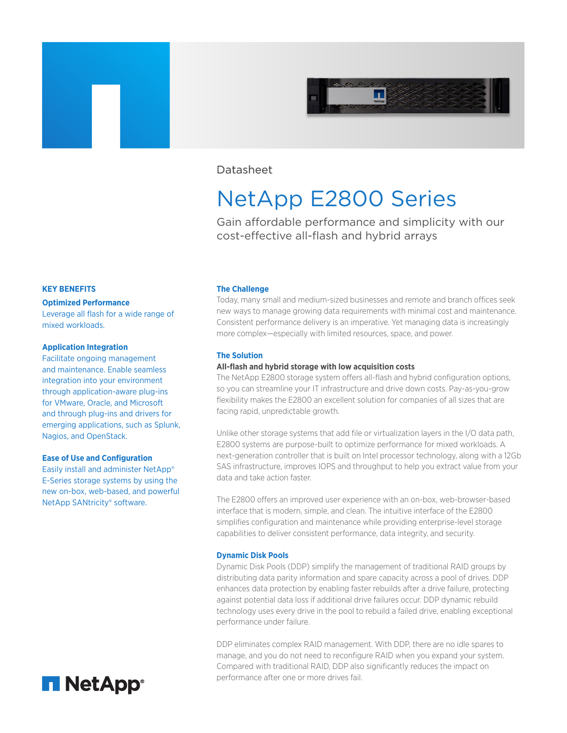Datasheet

# NetApp E2800 Series

Gain affordable performance and simplicity with our cost-effective all-flash and hybrid arrays

## KEY BENEFITS

### Optimized Performance

Leverage all flash for a wide range of mixed workloads.

### Application Integration

Facilitate ongoing management and maintenance. Enable seamless integration into your environment through application-aware plug-ins for VMware, Oracle, and Microsoft and through plug-ins and drivers for emerging applications, such as Splunk, Nagios, and OpenStack.

### Ease of Use and Configuration

Easily install and administer NetApp® E-Series storage systems by using the new on-box, web-based, and powerful NetApp SANtricity® software.

## The Challenge

Today, many small and medium-sized businesses and remote and branch offices seek new ways to manage growing data requirements with minimal cost and maintenance. Consistent performance delivery is an imperative. Yet managing data is increasingly more complex—especially with limited resources, space, and power.

## The Solution

**All-flash and hybrid storage with low acquisition costs**

The NetApp E2800 storage system offers all-flash and hybrid configuration options, so you can streamline your IT infrastructure and drive down costs. Pay-as-you-grow flexibility makes the E2800 an excellent solution for companies of all sizes that are facing rapid, unpredictable growth.

Unlike other storage systems that add file or virtualization layers in the I/O data path, E2800 systems are purpose-built to optimize performance for mixed workloads. A next-generation controller that is built on Intel processor technology, along with a 12Gb SAS infrastructure, improves IOPS and throughput to help you extract value from your data and take action faster.

The E2800 offers an improved user experience with an on-box, web-browser-based interface that is modern, simple, and clean. The intuitive interface of the E2800 simplifies configuration and maintenance while providing enterprise-level storage capabilities to deliver consistent performance, data integrity, and security.

## Dynamic Disk Pools

Dynamic Disk Pools (DDP) simplify the management of traditional RAID groups by distributing data parity information and spare capacity across a pool of drives. DDP enhances data protection by enabling faster rebuilds after a drive failure, protecting against potential data loss if additional drive failures occur. DDP dynamic rebuild technology uses every drive in the pool to rebuild a failed drive, enabling exceptional performance under failure.

DDP eliminates complex RAID management. With DDP, there are no idle spares to manage, and you do not need to reconfigure RAID when you expand your system. Compared with traditional RAID, DDP also significantly reduces the impact on performance after one or more drives fail.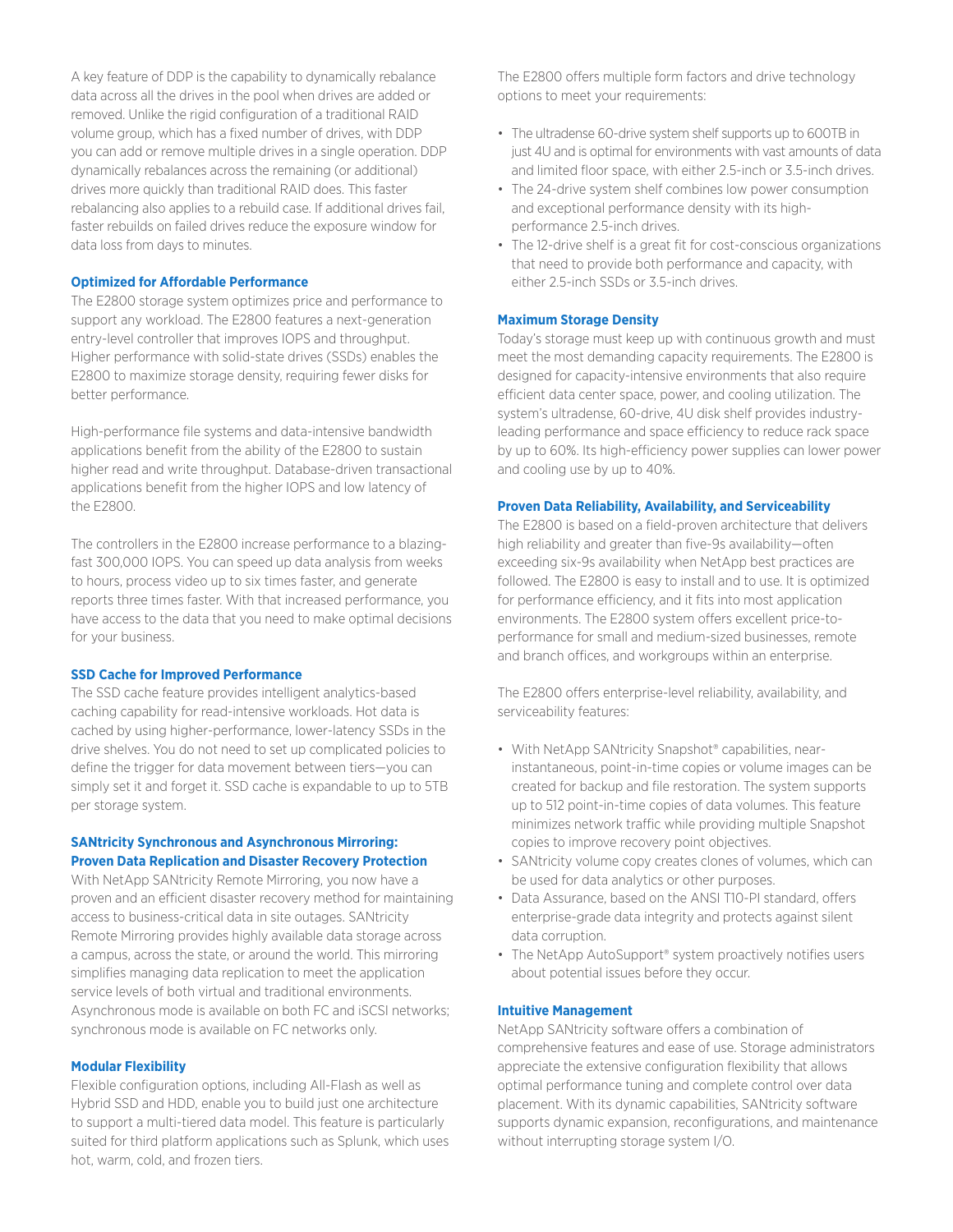A key feature of DDP is the capability to dynamically rebalance data across all the drives in the pool when drives are added or removed. Unlike the rigid configuration of a traditional RAID volume group, which has a fixed number of drives, with DDP you can add or remove multiple drives in a single operation. DDP dynamically rebalances across the remaining (or additional) drives more quickly than traditional RAID does. This faster rebalancing also applies to a rebuild case. If additional drives fail, faster rebuilds on failed drives reduce the exposure window for data loss from days to minutes.

### Optimized for Affordable Performance

The E2800 storage system optimizes price and performance to support any workload. The E2800 features a next-generation entry-level controller that improves IOPS and throughput. Higher performance with solid-state drives (SSDs) enables the E2800 to maximize storage density, requiring fewer disks for better performance.

High-performance file systems and data-intensive bandwidth applications benefit from the ability of the E2800 to sustain higher read and write throughput. Database-driven transactional applications benefit from the higher IOPS and low latency of the E2800.

The controllers in the E2800 increase performance to a blazing-fast 300,000 IOPS. You can speed up data analysis from weeks to hours, process video up to six times faster, and generate reports three times faster. With that increased performance, you have access to the data that you need to make optimal decisions for your business.

### SSD Cache for Improved Performance

The SSD cache feature provides intelligent analytics-based caching capability for read-intensive workloads. Hot data is cached by using higher-performance, lower-latency SSDs in the drive shelves. You do not need to set up complicated policies to define the trigger for data movement between tiers—you can simply set it and forget it. SSD cache is expandable to up to 5TB per storage system.

### SANtricity Synchronous and Asynchronous Mirroring: Proven Data Replication and Disaster Recovery Protection

With NetApp SANtricity Remote Mirroring, you now have a proven and an efficient disaster recovery method for maintaining access to business-critical data in site outages. SANtricity Remote Mirroring provides highly available data storage across a campus, across the state, or around the world. This mirroring simplifies managing data replication to meet the application service levels of both virtual and traditional environments. Asynchronous mode is available on both FC and iSCSI networks; synchronous mode is available on FC networks only.

### Modular Flexibility

Flexible configuration options, including All-Flash as well as Hybrid SSD and HDD, enable you to build just one architecture to support a multi-tiered data model. This feature is particularly suited for third platform applications such as Splunk, which uses hot, warm, cold, and frozen tiers.

The E2800 offers multiple form factors and drive technology options to meet your requirements:

- The ultradense 60-drive system shelf supports up to 600TB in just 4U and is optimal for environments with vast amounts of data and limited floor space, with either 2.5-inch or 3.5-inch drives.
- The 24-drive system shelf combines low power consumption and exceptional performance density with its high-performance 2.5-inch drives.
- The 12-drive shelf is a great fit for cost-conscious organizations that need to provide both performance and capacity, with either 2.5-inch SSDs or 3.5-inch drives.

### Maximum Storage Density

Today's storage must keep up with continuous growth and must meet the most demanding capacity requirements. The E2800 is designed for capacity-intensive environments that also require efficient data center space, power, and cooling utilization. The system's ultradense, 60-drive, 4U disk shelf provides industry-leading performance and space efficiency to reduce rack space by up to 60%. Its high-efficiency power supplies can lower power and cooling use by up to 40%.

### Proven Data Reliability, Availability, and Serviceability

The E2800 is based on a field-proven architecture that delivers high reliability and greater than five-9s availability—often exceeding six-9s availability when NetApp best practices are followed. The E2800 is easy to install and to use. It is optimized for performance efficiency, and it fits into most application environments. The E2800 system offers excellent price-to-performance for small and medium-sized businesses, remote and branch offices, and workgroups within an enterprise.

The E2800 offers enterprise-level reliability, availability, and serviceability features:

- With NetApp SANtricity Snapshot® capabilities, near-instantaneous, point-in-time copies or volume images can be created for backup and file restoration. The system supports up to 512 point-in-time copies of data volumes. This feature minimizes network traffic while providing multiple Snapshot copies to improve recovery point objectives.
- SANtricity volume copy creates clones of volumes, which can be used for data analytics or other purposes.
- Data Assurance, based on the ANSI T10-PI standard, offers enterprise-grade data integrity and protects against silent data corruption.
- The NetApp AutoSupport® system proactively notifies users about potential issues before they occur.

### Intuitive Management

NetApp SANtricity software offers a combination of comprehensive features and ease of use. Storage administrators appreciate the extensive configuration flexibility that allows optimal performance tuning and complete control over data placement. With its dynamic capabilities, SANtricity software supports dynamic expansion, reconfigurations, and maintenance without interrupting storage system I/O.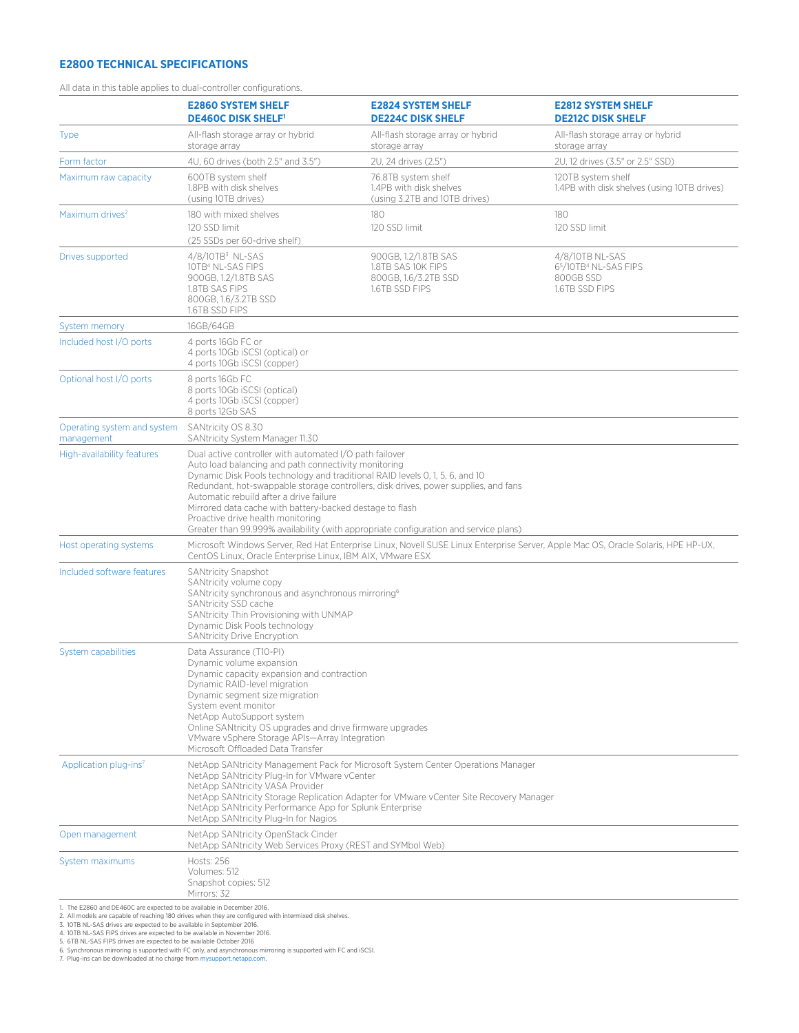## E2800 TECHNICAL SPECIFICATIONS

All data in this table applies to dual-controller configurations.

| | **E2860 SYSTEM SHELF DE460C DISK SHELF[1]** | **E2824 SYSTEM SHELF DE224C DISK SHELF** | **E2812 SYSTEM SHELF DE212C DISK SHELF** |
|---|---|---|---|
| Type | All-flash storage array or hybrid storage array | All-flash storage array or hybrid storage array | All-flash storage array or hybrid storage array |
| Form factor | 4U, 60 drives (both 2.5" and 3.5") | 2U, 24 drives (2.5") | 2U, 12 drives (3.5" or 2.5" SSD) |
| Maximum raw capacity | 600TB system shelf<br>1.8PB with disk shelves (using 10TB drives) | 76.8TB system shelf<br>1.4PB with disk shelves (using 3.2TB and 10TB drives) | 120TB system shelf<br>1.4PB with disk shelves (using 10TB drives) |
| Maximum drives[2] | 180 with mixed shelves<br>120 SSD limit<br>(25 SSDs per 60-drive shelf) | 180<br>120 SSD limit | 180<br>120 SSD limit |
| Drives supported | 4/8/10TB[3] NL-SAS<br>10TB[4] NL-SAS FIPS<br>900GB, 1.2/1.8TB SAS<br>1.8TB SAS FIPS<br>800GB, 1.6/3.2TB SSD<br>1.6TB SSD FIPS | 900GB, 1.2/1.8TB SAS<br>1.8TB SAS 10K FIPS<br>800GB, 1.6/3.2TB SSD<br>1.6TB SSD FIPS | 4/8/10TB NL-SAS<br>6[5]/10TB[4] NL-SAS FIPS<br>800GB SSD<br>1.6TB SSD FIPS |
| System memory | 16GB/64GB | | |
| Included host I/O ports | 4 ports 16Gb FC or<br>4 ports 10Gb iSCSI (optical) or<br>4 ports 10Gb iSCSI (copper) | | |
| Optional host I/O ports | 8 ports 16Gb FC<br>8 ports 10Gb iSCSI (optical)<br>4 ports 10Gb iSCSI (copper)<br>8 ports 12Gb SAS | | |
| Operating system and system management | SANtricity OS 8.30<br>SANtricity System Manager 11.30 | | |
| High-availability features | Dual active controller with automated I/O path failover<br>Auto load balancing and path connectivity monitoring<br>Dynamic Disk Pools technology and traditional RAID levels 0, 1, 5, 6, and 10<br>Redundant, hot-swappable storage controllers, disk drives, power supplies, and fans<br>Automatic rebuild after a drive failure<br>Mirrored data cache with battery-backed destage to flash<br>Proactive drive health monitoring<br>Greater than 99.999% availability (with appropriate configuration and service plans) | | |
| Host operating systems | Microsoft Windows Server, Red Hat Enterprise Linux, Novell SUSE Linux Enterprise Server, Apple Mac OS, Oracle Solaris, HPE HP-UX, CentOS Linux, Oracle Enterprise Linux, IBM AIX, VMware ESX | | |
| Included software features | SANtricity Snapshot<br>SANtricity volume copy<br>SANtricity synchronous and asynchronous mirroring[6]<br>SANtricity SSD cache<br>SANtricity Thin Provisioning with UNMAP<br>Dynamic Disk Pools technology<br>SANtricity Drive Encryption | | |
| System capabilities | Data Assurance (T10-PI)<br>Dynamic volume expansion<br>Dynamic capacity expansion and contraction<br>Dynamic RAID-level migration<br>Dynamic segment size migration<br>System event monitor<br>NetApp AutoSupport system<br>Online SANtricity OS upgrades and drive firmware upgrades<br>VMware vSphere Storage APIs—Array Integration<br>Microsoft Offloaded Data Transfer | | |
| Application plug-ins[7] | NetApp SANtricity Management Pack for Microsoft System Center Operations Manager<br>NetApp SANtricity Plug-In for VMware vCenter<br>NetApp SANtricity VASA Provider<br>NetApp SANtricity Storage Replication Adapter for VMware vCenter Site Recovery Manager<br>NetApp SANtricity Performance App for Splunk Enterprise<br>NetApp SANtricity Plug-In for Nagios | | |
| Open management | NetApp SANtricity OpenStack Cinder<br>NetApp SANtricity Web Services Proxy (REST and SYMbol Web) | | |
| System maximums | Hosts: 256<br>Volumes: 512<br>Snapshot copies: 512<br>Mirrors: 32 | | |

1. The E2860 and DE460C are expected to be available in December 2016.
2. All models are capable of reaching 180 drives when they are configured with intermixed disk shelves.
3. 10TB NL-SAS drives are expected to be available in September 2016.
4. 10TB NL-SAS FIPS drives are expected to be available in November 2016.
5. 6TB NL-SAS FIPS drives are expected to be available October 2016
6. Synchronous mirroring is supported with FC only, and asynchronous mirroring is supported with FC and iSCSI.
7. Plug-ins can be downloaded at no charge from mysupport.netapp.com.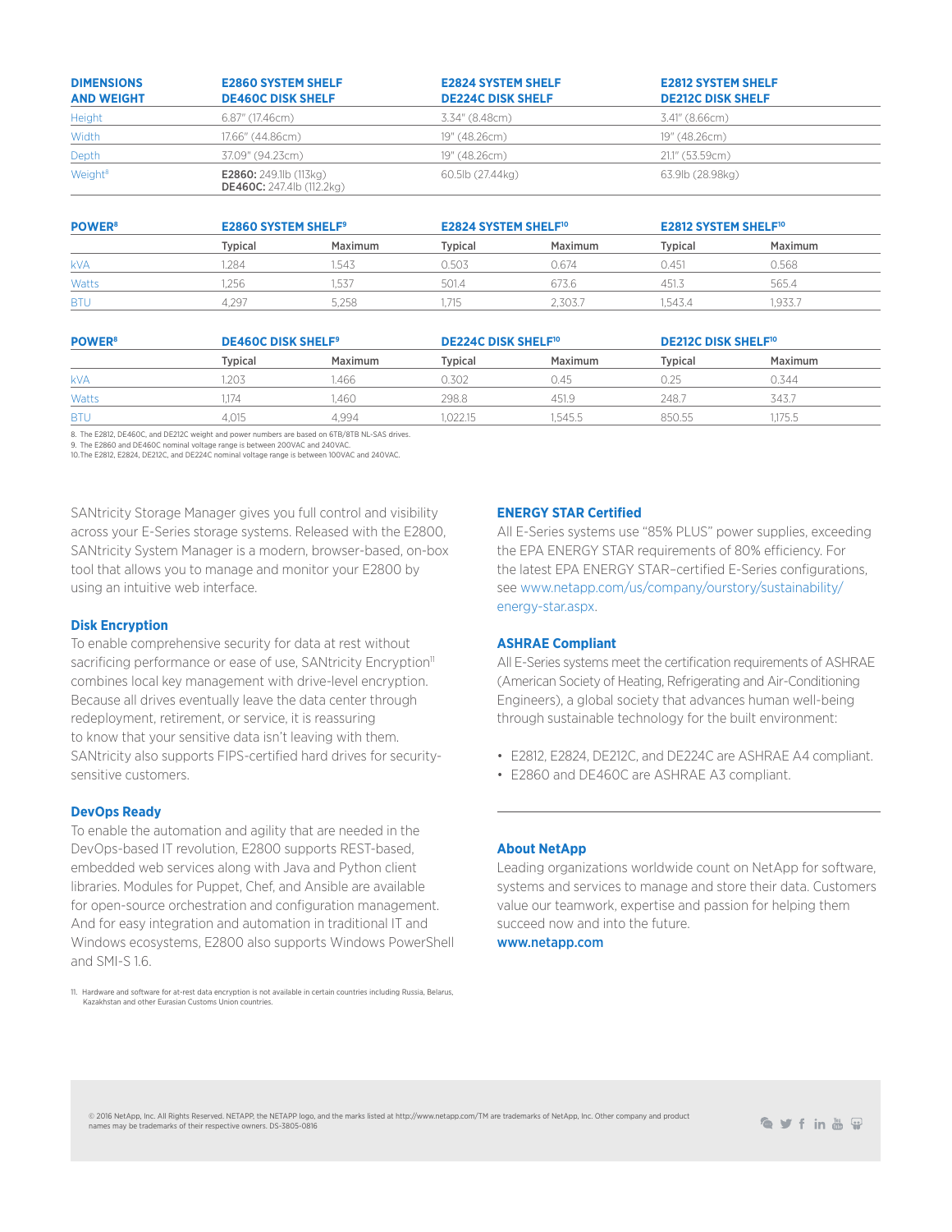| DIMENSIONS AND WEIGHT | E2860 SYSTEM SHELF DE460C DISK SHELF | E2824 SYSTEM SHELF DE224C DISK SHELF | E2812 SYSTEM SHELF DE212C DISK SHELF |
|---|---|---|---|
| Height | 6.87" (17.46cm) | 3.34" (8.48cm) | 3.41" (8.66cm) |
| Width | 17.66" (44.86cm) | 19" (48.26cm) | 19" (48.26cm) |
| Depth | 37.09" (94.23cm) | 19" (48.26cm) | 21.1" (53.59cm) |
| Weight[8] | **E2860:** 249.1lb (113kg) **DE460C:** 247.4lb (112.2kg) | 60.5lb (27.44kg) | 63.9lb (28.98kg) |

| POWER[8] | E2860 SYSTEM SHELF[9] | | E2824 SYSTEM SHELF[10] | | E2812 SYSTEM SHELF[10] | |
|---|---|---|---|---|---|---|
| | Typical | Maximum | Typical | Maximum | Typical | Maximum |
| kVA | 1.284 | 1.543 | 0.503 | 0.674 | 0.451 | 0.568 |
| Watts | 1,256 | 1,537 | 501.4 | 673.6 | 451.3 | 565.4 |
| BTU | 4,297 | 5,258 | 1,715 | 2,303.7 | 1,543.4 | 1,933.7 |

| POWER[8] | DE460C DISK SHELF[9] | | DE224C DISK SHELF[10] | | DE212C DISK SHELF[10] | |
|---|---|---|---|---|---|---|
| | Typical | Maximum | Typical | Maximum | Typical | Maximum |
| kVA | 1.203 | 1.466 | 0.302 | 0.45 | 0.25 | 0.344 |
| Watts | 1,174 | 1,460 | 298.8 | 451.9 | 248.7 | 343.7 |
| BTU | 4,015 | 4,994 | 1,022.15 | 1,545.5 | 850.55 | 1,175.5 |

8. The E2812, DE460C, and DE212C weight and power numbers are based on 6TB/8TB NL-SAS drives.
9. The E2860 and DE460C nominal voltage range is between 200VAC and 240VAC.
10. The E2812, E2824, DE212C, and DE224C nominal voltage range is between 100VAC and 240VAC.

SANtricity Storage Manager gives you full control and visibility across your E-Series storage systems. Released with the E2800, SANtricity System Manager is a modern, browser-based, on-box tool that allows you to manage and monitor your E2800 by using an intuitive web interface.

### Disk Encryption

To enable comprehensive security for data at rest without sacrificing performance or ease of use, SANtricity Encryption[11] combines local key management with drive-level encryption. Because all drives eventually leave the data center through redeployment, retirement, or service, it is reassuring to know that your sensitive data isn't leaving with them. SANtricity also supports FIPS-certified hard drives for security-sensitive customers.

### DevOps Ready

To enable the automation and agility that are needed in the DevOps-based IT revolution, E2800 supports REST-based, embedded web services along with Java and Python client libraries. Modules for Puppet, Chef, and Ansible are available for open-source orchestration and configuration management. And for easy integration and automation in traditional IT and Windows ecosystems, E2800 also supports Windows PowerShell and SMI-S 1.6.

11. Hardware and software for at-rest data encryption is not available in certain countries including Russia, Belarus, Kazakhstan and other Eurasian Customs Union countries.

### ENERGY STAR Certified

All E-Series systems use "85% PLUS" power supplies, exceeding the EPA ENERGY STAR requirements of 80% efficiency. For the latest EPA ENERGY STAR–certified E-Series configurations, see www.netapp.com/us/company/ourstory/sustainability/energy-star.aspx.

### ASHRAE Compliant

All E-Series systems meet the certification requirements of ASHRAE (American Society of Heating, Refrigerating and Air-Conditioning Engineers), a global society that advances human well-being through sustainable technology for the built environment:

- E2812, E2824, DE212C, and DE224C are ASHRAE A4 compliant.
- E2860 and DE460C are ASHRAE A3 compliant.

### About NetApp

Leading organizations worldwide count on NetApp for software, systems and services to manage and store their data. Customers value our teamwork, expertise and passion for helping them succeed now and into the future.
**www.netapp.com**

© 2016 NetApp, Inc. All Rights Reserved. NETAPP, the NETAPP logo, and the marks listed at http://www.netapp.com/TM are trademarks of NetApp, Inc. Other company and product names may be trademarks of their respective owners. DS-3805-0816